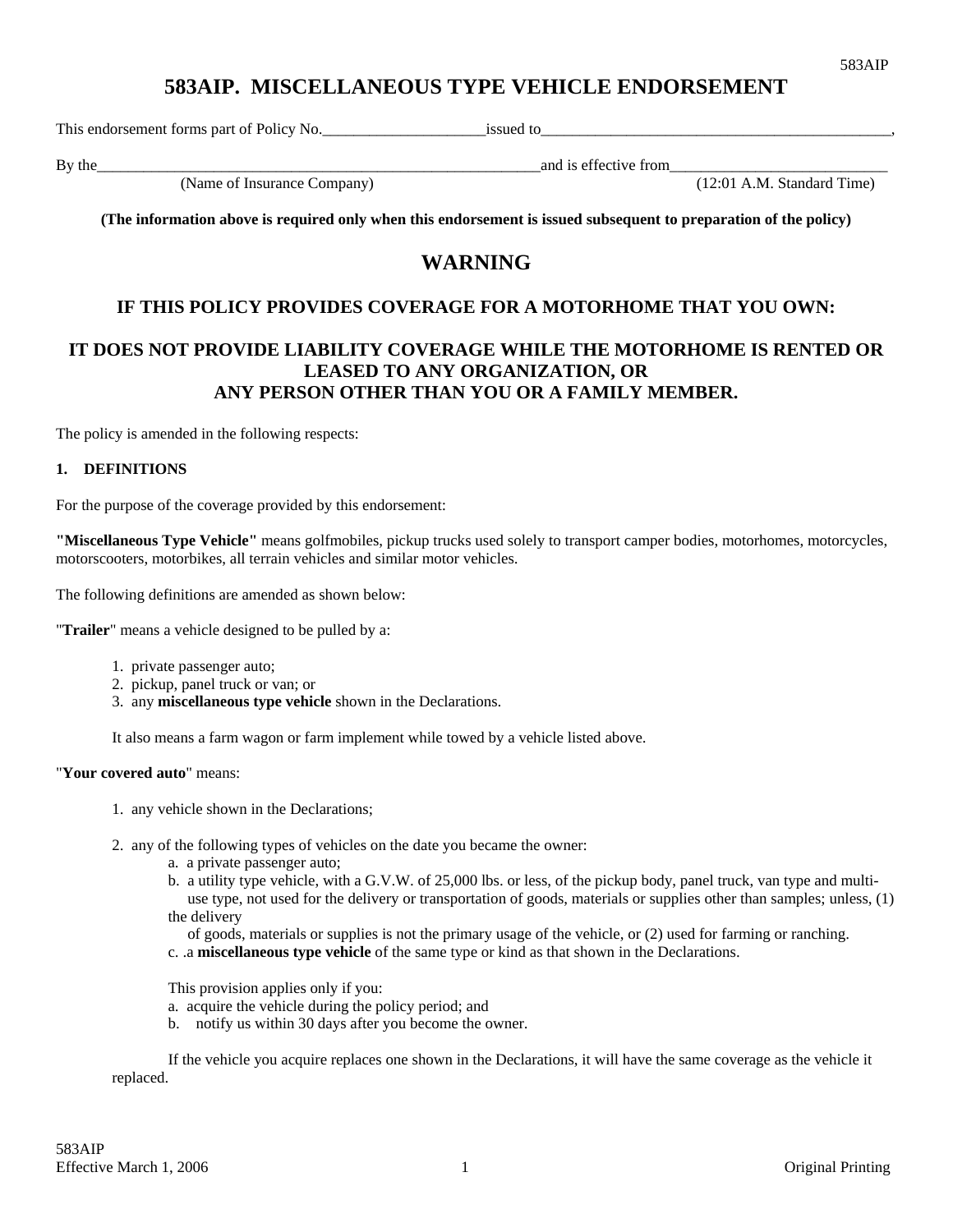# 583AIP. MISCELLANEOUS TYPE VEHICLE ENDORSEMENT

This endorsement forms part of Policy No.____________________issued to_____________________________________________,

By the_______________________________________________________and is effective from___________________________
(Name of Insurance Company) (12:01 A.M. Standard Time)

**(The information above is required only when this endorsement is issued subsequent to preparation of the policy)**

## WARNING

### IF THIS POLICY PROVIDES COVERAGE FOR A MOTORHOME THAT YOU OWN:

### IT DOES NOT PROVIDE LIABILITY COVERAGE WHILE THE MOTORHOME IS RENTED OR LEASED TO ANY ORGANIZATION, OR ANY PERSON OTHER THAN YOU OR A FAMILY MEMBER.

The policy is amended in the following respects:

**1. DEFINITIONS**

For the purpose of the coverage provided by this endorsement:

**"Miscellaneous Type Vehicle"** means golfmobiles, pickup trucks used solely to transport camper bodies, motorhomes, motorcycles, motorscooters, motorbikes, all terrain vehicles and similar motor vehicles.

The following definitions are amended as shown below:

"**Trailer**" means a vehicle designed to be pulled by a:

1. private passenger auto;
2. pickup, panel truck or van; or
3. any **miscellaneous type vehicle** shown in the Declarations.

It also means a farm wagon or farm implement while towed by a vehicle listed above.

"**Your covered auto**" means:

1. any vehicle shown in the Declarations;

2. any of the following types of vehicles on the date you became the owner:
   a. a private passenger auto;
   b. a utility type vehicle, with a G.V.W. of 25,000 lbs. or less, of the pickup body, panel truck, van type and multi-use type, not used for the delivery or transportation of goods, materials or supplies other than samples; unless, (1) the delivery of goods, materials or supplies is not the primary usage of the vehicle, or (2) used for farming or ranching.
   c. .a **miscellaneous type vehicle** of the same type or kind as that shown in the Declarations.

   This provision applies only if you:
   a. acquire the vehicle during the policy period; and
   b. notify us within 30 days after you become the owner.

   If the vehicle you acquire replaces one shown in the Declarations, it will have the same coverage as the vehicle it replaced.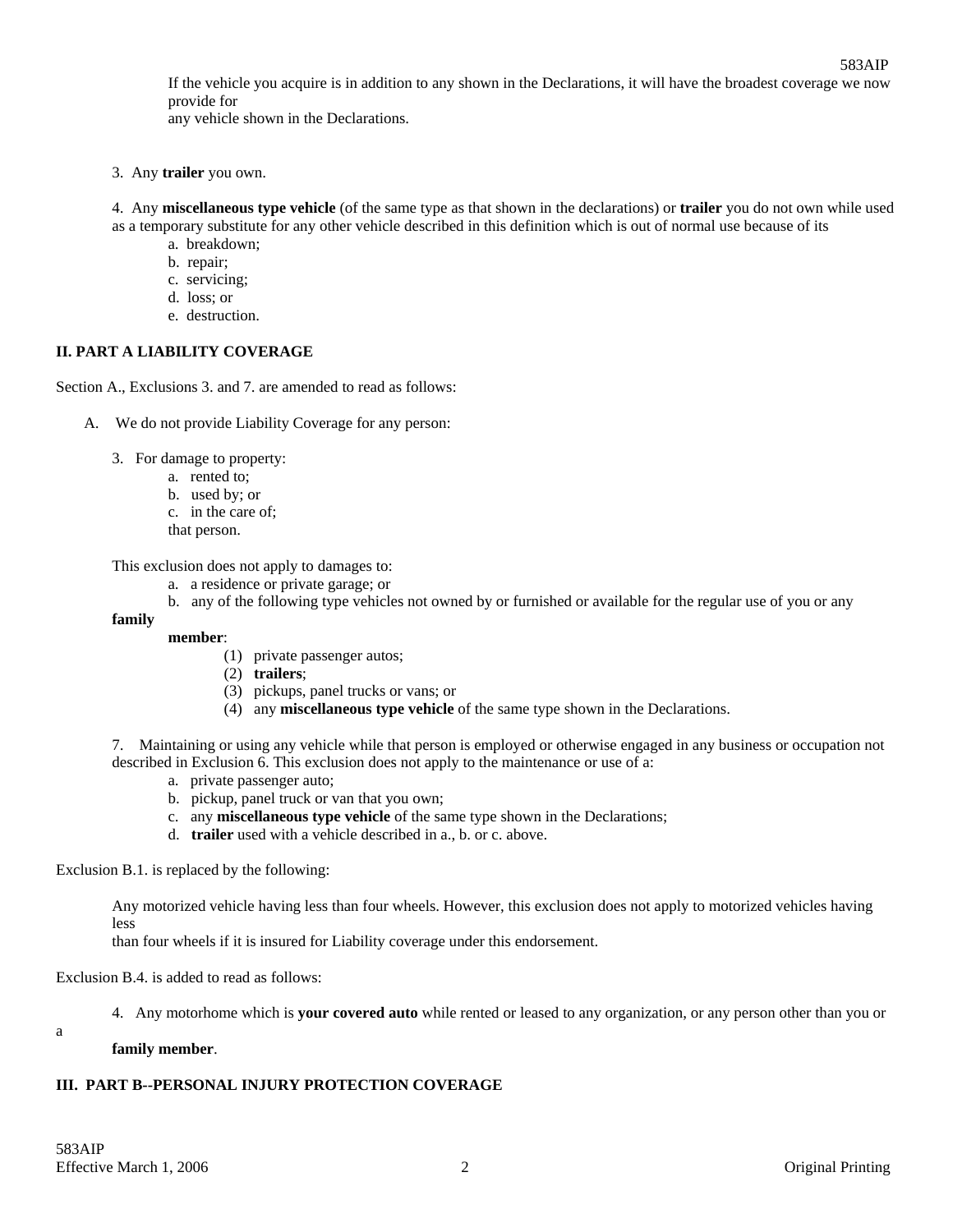If the vehicle you acquire is in addition to any shown in the Declarations, it will have the broadest coverage we now provide for any vehicle shown in the Declarations.

3. Any **trailer** you own.

4. Any **miscellaneous type vehicle** (of the same type as that shown in the declarations) or **trailer** you do not own while used as a temporary substitute for any other vehicle described in this definition which is out of normal use because of its

   a. breakdown;
   b. repair;
   c. servicing;
   d. loss; or
   e. destruction.

**II. PART A LIABILITY COVERAGE**

Section A., Exclusions 3. and 7. are amended to read as follows:

A. We do not provide Liability Coverage for any person:

3. For damage to property:

   a. rented to;
   b. used by; or
   c. in the care of;

   that person.

This exclusion does not apply to damages to:

   a. a residence or private garage; or
   b. any of the following type vehicles not owned by or furnished or available for the regular use of you or any **family member**:
      (1) private passenger autos;
      (2) **trailers**;
      (3) pickups, panel trucks or vans; or
      (4) any **miscellaneous type vehicle** of the same type shown in the Declarations.

7. Maintaining or using any vehicle while that person is employed or otherwise engaged in any business or occupation not described in Exclusion 6. This exclusion does not apply to the maintenance or use of a:

   a. private passenger auto;
   b. pickup, panel truck or van that you own;
   c. any **miscellaneous type vehicle** of the same type shown in the Declarations;
   d. **trailer** used with a vehicle described in a., b. or c. above.

Exclusion B.1. is replaced by the following:

Any motorized vehicle having less than four wheels. However, this exclusion does not apply to motorized vehicles having less than four wheels if it is insured for Liability coverage under this endorsement.

Exclusion B.4. is added to read as follows:

4. Any motorhome which is **your covered auto** while rented or leased to any organization, or any person other than you or a **family member**.

**III. PART B--PERSONAL INJURY PROTECTION COVERAGE**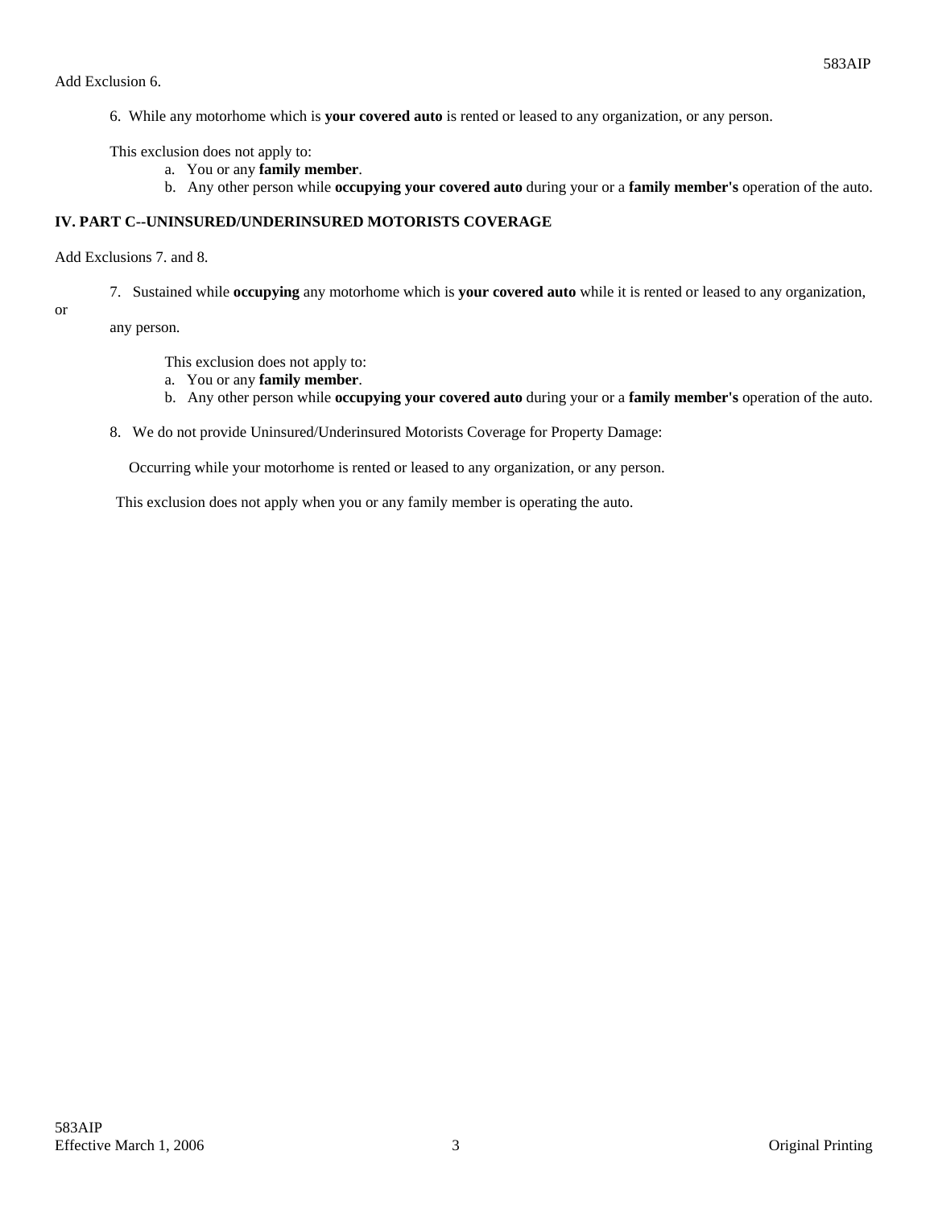Add Exclusion 6.

6. While any motorhome which is **your covered auto** is rented or leased to any organization, or any person.

This exclusion does not apply to:

a. You or any **family member**.
b. Any other person while **occupying your covered auto** during your or a **family member's** operation of the auto.

**IV. PART C--UNINSURED/UNDERINSURED MOTORISTS COVERAGE**

Add Exclusions 7. and 8.

7. Sustained while **occupying** any motorhome which is **your covered auto** while it is rented or leased to any organization, or any person.

This exclusion does not apply to:

a. You or any **family member**.
b. Any other person while **occupying your covered auto** during your or a **family member's** operation of the auto.

8. We do not provide Uninsured/Underinsured Motorists Coverage for Property Damage:

Occurring while your motorhome is rented or leased to any organization, or any person.

This exclusion does not apply when you or any family member is operating the auto.